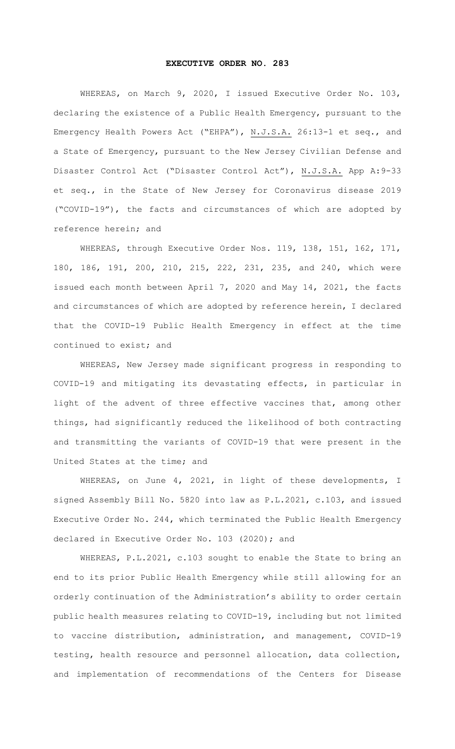# EXECUTIVE ORDER NO. 283

WHEREAS, on March 9, 2020, I issued Executive Order No. 103, declaring the existence of a Public Health Emergency, pursuant to the Emergency Health Powers Act ("EHPA"), N.J.S.A. 26:13-1 et seq., and a State of Emergency, pursuant to the New Jersey Civilian Defense and Disaster Control Act ("Disaster Control Act"), N.J.S.A. App A:9-33 et seq., in the State of New Jersey for Coronavirus disease 2019 ("COVID-19"), the facts and circumstances of which are adopted by reference herein; and

WHEREAS, through Executive Order Nos. 119, 138, 151, 162, 171, 180, 186, 191, 200, 210, 215, 222, 231, 235, and 240, which were issued each month between April 7, 2020 and May 14, 2021, the facts and circumstances of which are adopted by reference herein, I declared that the COVID-19 Public Health Emergency in effect at the time continued to exist; and

WHEREAS, New Jersey made significant progress in responding to COVID-19 and mitigating its devastating effects, in particular in light of the advent of three effective vaccines that, among other things, had significantly reduced the likelihood of both contracting and transmitting the variants of COVID-19 that were present in the United States at the time; and

WHEREAS, on June 4, 2021, in light of these developments, I signed Assembly Bill No. 5820 into law as P.L.2021, c.103, and issued Executive Order No. 244, which terminated the Public Health Emergency declared in Executive Order No. 103 (2020); and

WHEREAS, P.L.2021, c.103 sought to enable the State to bring an end to its prior Public Health Emergency while still allowing for an orderly continuation of the Administration's ability to order certain public health measures relating to COVID-19, including but not limited to vaccine distribution, administration, and management, COVID-19 testing, health resource and personnel allocation, data collection, and implementation of recommendations of the Centers for Disease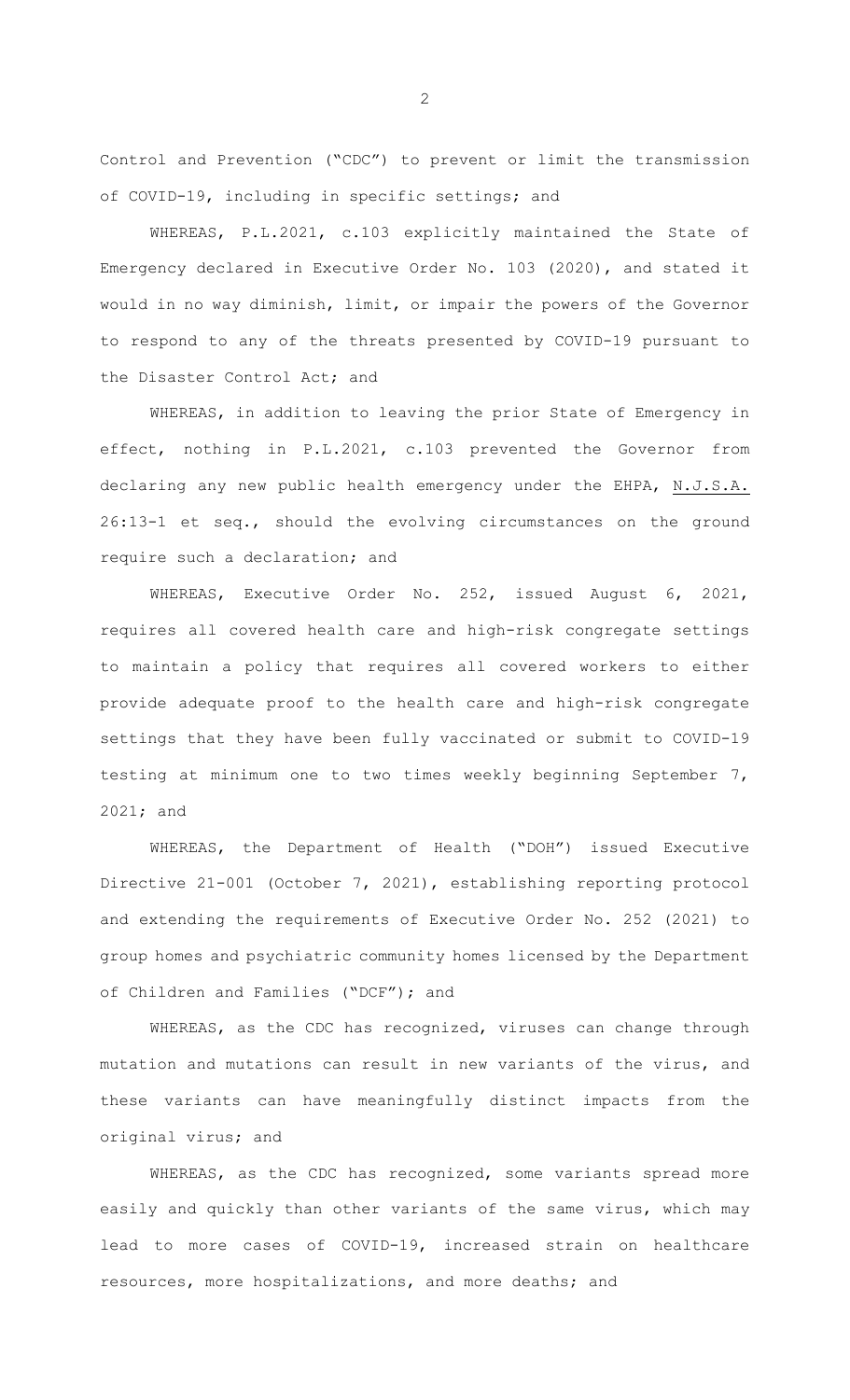Control and Prevention ("CDC") to prevent or limit the transmission of COVID-19, including in specific settings; and

WHEREAS, P.L.2021, c.103 explicitly maintained the State of Emergency declared in Executive Order No. 103 (2020), and stated it would in no way diminish, limit, or impair the powers of the Governor to respond to any of the threats presented by COVID-19 pursuant to the Disaster Control Act; and

WHEREAS, in addition to leaving the prior State of Emergency in effect, nothing in P.L.2021, c.103 prevented the Governor from declaring any new public health emergency under the EHPA, N.J.S.A. 26:13-1 et seq., should the evolving circumstances on the ground require such a declaration; and

WHEREAS, Executive Order No. 252, issued August 6, 2021, requires all covered health care and high-risk congregate settings to maintain a policy that requires all covered workers to either provide adequate proof to the health care and high-risk congregate settings that they have been fully vaccinated or submit to COVID-19 testing at minimum one to two times weekly beginning September 7, 2021; and

WHEREAS, the Department of Health ("DOH") issued Executive Directive 21-001 (October 7, 2021), establishing reporting protocol and extending the requirements of Executive Order No. 252 (2021) to group homes and psychiatric community homes licensed by the Department of Children and Families ("DCF"); and

WHEREAS, as the CDC has recognized, viruses can change through mutation and mutations can result in new variants of the virus, and these variants can have meaningfully distinct impacts from the original virus; and

WHEREAS, as the CDC has recognized, some variants spread more easily and quickly than other variants of the same virus, which may lead to more cases of COVID-19, increased strain on healthcare resources, more hospitalizations, and more deaths; and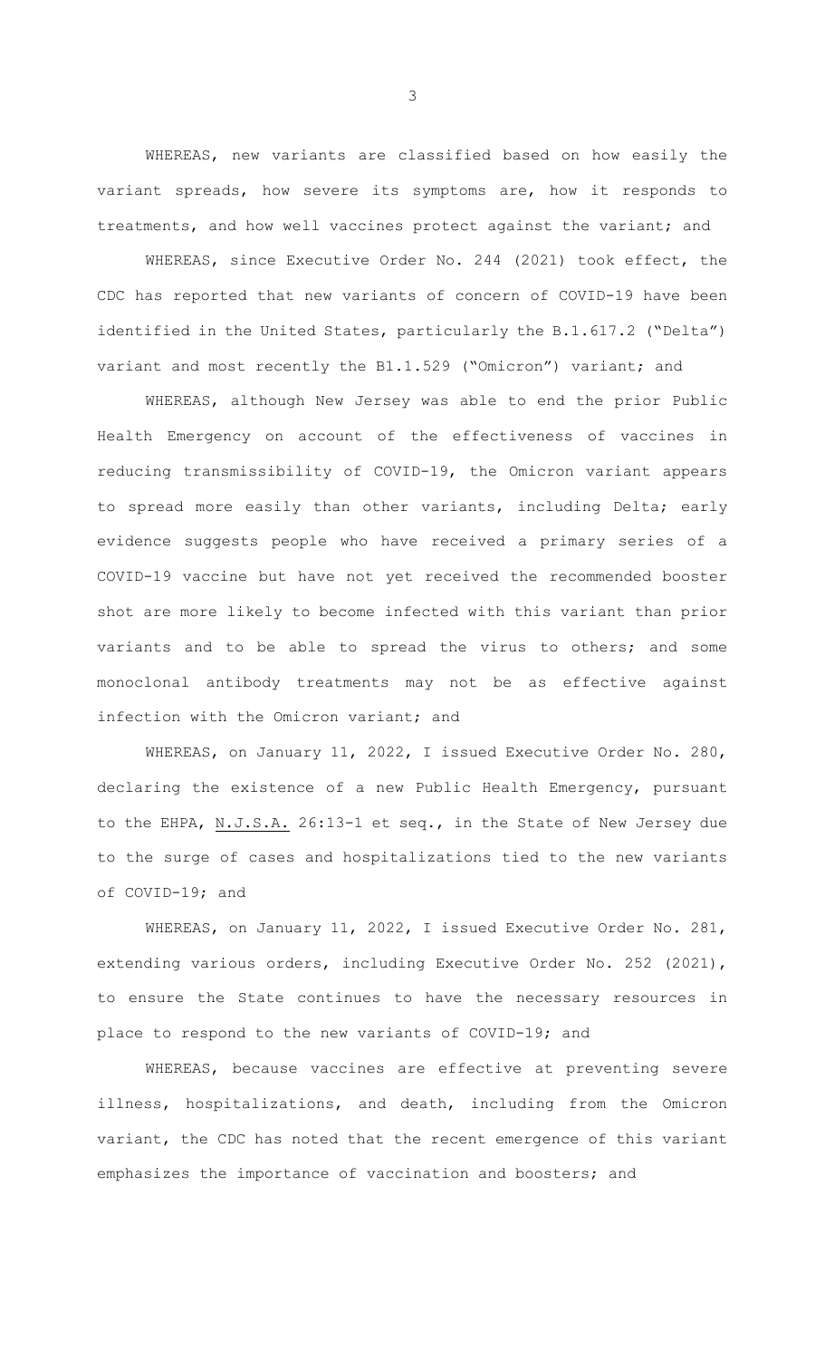WHEREAS, new variants are classified based on how easily the variant spreads, how severe its symptoms are, how it responds to treatments, and how well vaccines protect against the variant; and

WHEREAS, since Executive Order No. 244 (2021) took effect, the CDC has reported that new variants of concern of COVID-19 have been identified in the United States, particularly the B.1.617.2 ("Delta") variant and most recently the B1.1.529 ("Omicron") variant; and

WHEREAS, although New Jersey was able to end the prior Public Health Emergency on account of the effectiveness of vaccines in reducing transmissibility of COVID-19, the Omicron variant appears to spread more easily than other variants, including Delta; early evidence suggests people who have received a primary series of a COVID-19 vaccine but have not yet received the recommended booster shot are more likely to become infected with this variant than prior variants and to be able to spread the virus to others; and some monoclonal antibody treatments may not be as effective against infection with the Omicron variant; and

WHEREAS, on January 11, 2022, I issued Executive Order No. 280, declaring the existence of a new Public Health Emergency, pursuant to the EHPA, N.J.S.A. 26:13-1 et seq., in the State of New Jersey due to the surge of cases and hospitalizations tied to the new variants of COVID-19; and

WHEREAS, on January 11, 2022, I issued Executive Order No. 281, extending various orders, including Executive Order No. 252 (2021), to ensure the State continues to have the necessary resources in place to respond to the new variants of COVID-19; and

WHEREAS, because vaccines are effective at preventing severe illness, hospitalizations, and death, including from the Omicron variant, the CDC has noted that the recent emergence of this variant emphasizes the importance of vaccination and boosters; and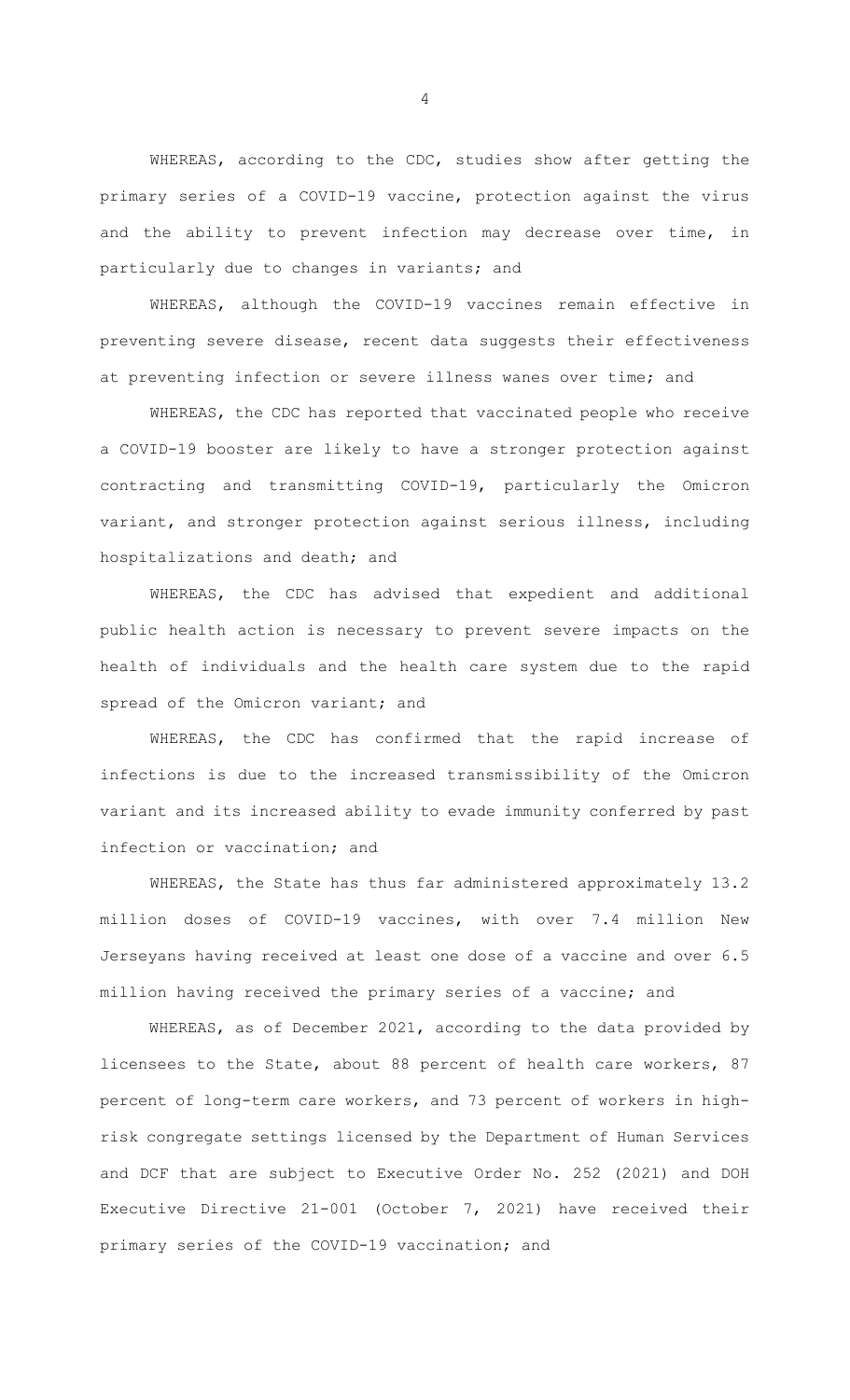WHEREAS, according to the CDC, studies show after getting the primary series of a COVID-19 vaccine, protection against the virus and the ability to prevent infection may decrease over time, in particularly due to changes in variants; and

WHEREAS, although the COVID-19 vaccines remain effective in preventing severe disease, recent data suggests their effectiveness at preventing infection or severe illness wanes over time; and

WHEREAS, the CDC has reported that vaccinated people who receive a COVID-19 booster are likely to have a stronger protection against contracting and transmitting COVID-19, particularly the Omicron variant, and stronger protection against serious illness, including hospitalizations and death; and

WHEREAS, the CDC has advised that expedient and additional public health action is necessary to prevent severe impacts on the health of individuals and the health care system due to the rapid spread of the Omicron variant; and

WHEREAS, the CDC has confirmed that the rapid increase of infections is due to the increased transmissibility of the Omicron variant and its increased ability to evade immunity conferred by past infection or vaccination; and

WHEREAS, the State has thus far administered approximately 13.2 million doses of COVID-19 vaccines, with over 7.4 million New Jerseyans having received at least one dose of a vaccine and over 6.5 million having received the primary series of a vaccine; and

WHEREAS, as of December 2021, according to the data provided by licensees to the State, about 88 percent of health care workers, 87 percent of long-term care workers, and 73 percent of workers in high-risk congregate settings licensed by the Department of Human Services and DCF that are subject to Executive Order No. 252 (2021) and DOH Executive Directive 21-001 (October 7, 2021) have received their primary series of the COVID-19 vaccination; and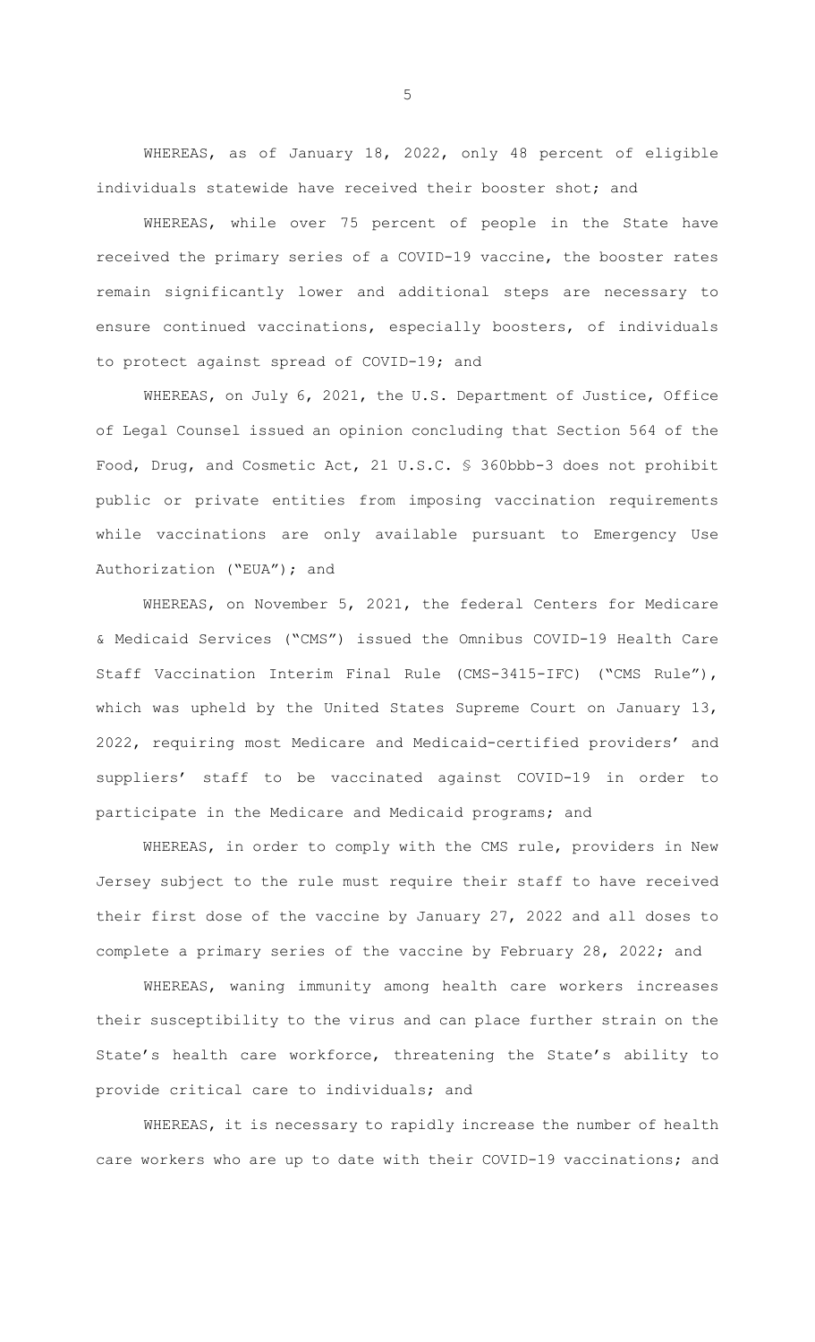WHEREAS, as of January 18, 2022, only 48 percent of eligible individuals statewide have received their booster shot; and

WHEREAS, while over 75 percent of people in the State have received the primary series of a COVID-19 vaccine, the booster rates remain significantly lower and additional steps are necessary to ensure continued vaccinations, especially boosters, of individuals to protect against spread of COVID-19; and

WHEREAS, on July 6, 2021, the U.S. Department of Justice, Office of Legal Counsel issued an opinion concluding that Section 564 of the Food, Drug, and Cosmetic Act, 21 U.S.C. § 360bbb-3 does not prohibit public or private entities from imposing vaccination requirements while vaccinations are only available pursuant to Emergency Use Authorization ("EUA"); and

WHEREAS, on November 5, 2021, the federal Centers for Medicare & Medicaid Services ("CMS") issued the Omnibus COVID-19 Health Care Staff Vaccination Interim Final Rule (CMS-3415-IFC) ("CMS Rule"), which was upheld by the United States Supreme Court on January 13, 2022, requiring most Medicare and Medicaid-certified providers' and suppliers' staff to be vaccinated against COVID-19 in order to participate in the Medicare and Medicaid programs; and

WHEREAS, in order to comply with the CMS rule, providers in New Jersey subject to the rule must require their staff to have received their first dose of the vaccine by January 27, 2022 and all doses to complete a primary series of the vaccine by February 28, 2022; and

WHEREAS, waning immunity among health care workers increases their susceptibility to the virus and can place further strain on the State's health care workforce, threatening the State's ability to provide critical care to individuals; and

WHEREAS, it is necessary to rapidly increase the number of health care workers who are up to date with their COVID-19 vaccinations; and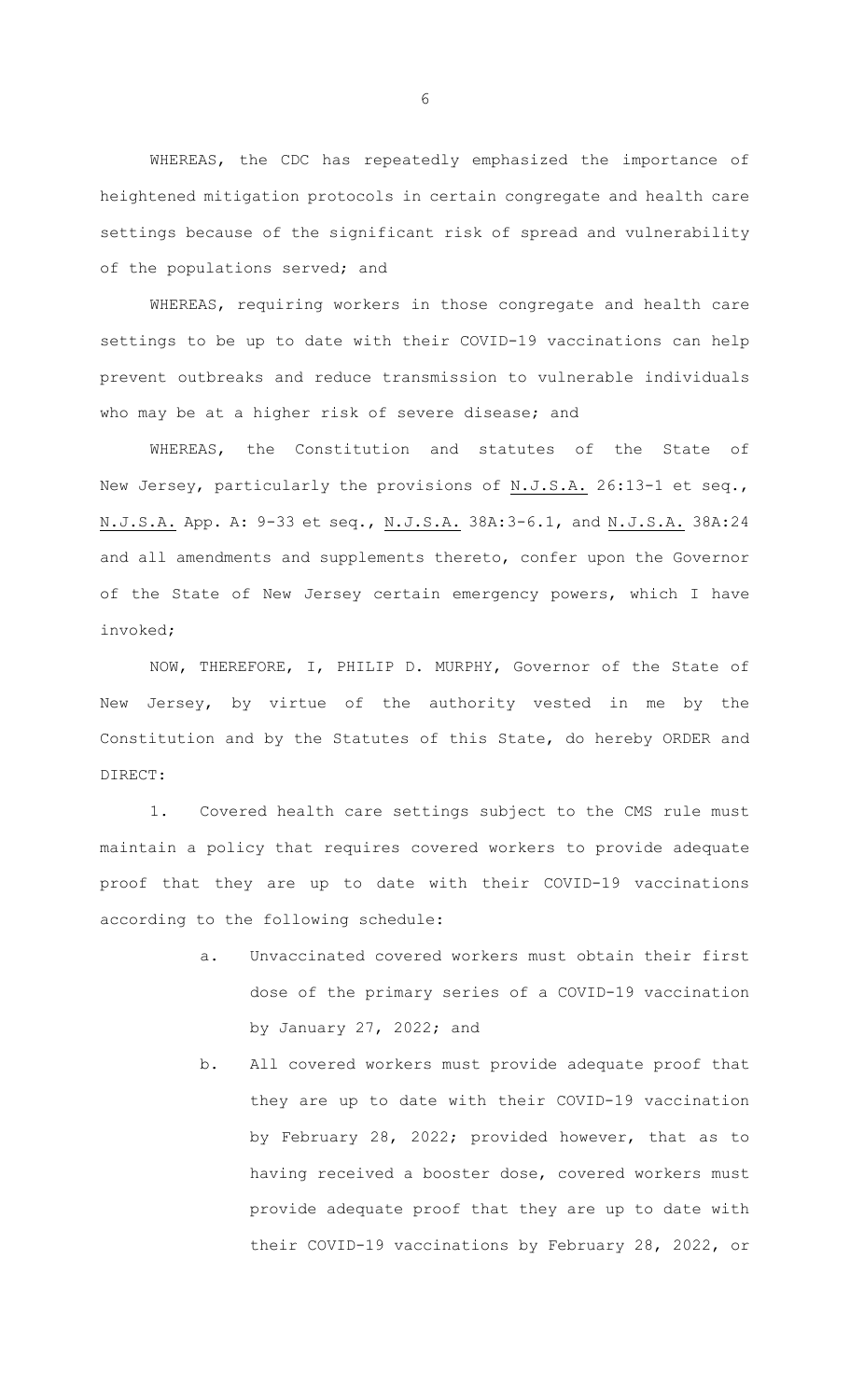WHEREAS, the CDC has repeatedly emphasized the importance of heightened mitigation protocols in certain congregate and health care settings because of the significant risk of spread and vulnerability of the populations served; and

WHEREAS, requiring workers in those congregate and health care settings to be up to date with their COVID-19 vaccinations can help prevent outbreaks and reduce transmission to vulnerable individuals who may be at a higher risk of severe disease; and

WHEREAS, the Constitution and statutes of the State of New Jersey, particularly the provisions of N.J.S.A. 26:13-1 et seq., N.J.S.A. App. A: 9-33 et seq., N.J.S.A. 38A:3-6.1, and N.J.S.A. 38A:24 and all amendments and supplements thereto, confer upon the Governor of the State of New Jersey certain emergency powers, which I have invoked;

NOW, THEREFORE, I, PHILIP D. MURPHY, Governor of the State of New Jersey, by virtue of the authority vested in me by the Constitution and by the Statutes of this State, do hereby ORDER and DIRECT:

1. Covered health care settings subject to the CMS rule must maintain a policy that requires covered workers to provide adequate proof that they are up to date with their COVID-19 vaccinations according to the following schedule:

   a. Unvaccinated covered workers must obtain their first dose of the primary series of a COVID-19 vaccination by January 27, 2022; and

   b. All covered workers must provide adequate proof that they are up to date with their COVID-19 vaccination by February 28, 2022; provided however, that as to having received a booster dose, covered workers must provide adequate proof that they are up to date with their COVID-19 vaccinations by February 28, 2022, or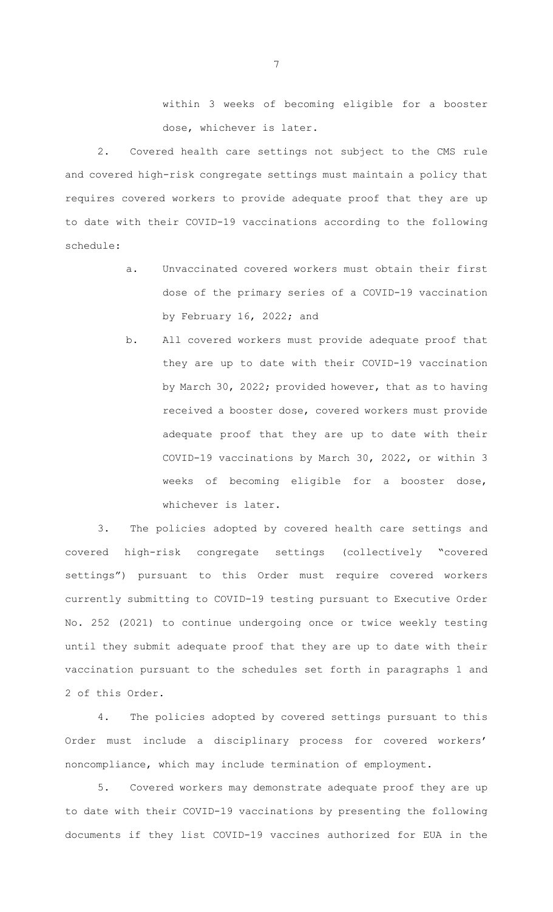within 3 weeks of becoming eligible for a booster dose, whichever is later.

2. Covered health care settings not subject to the CMS rule and covered high-risk congregate settings must maintain a policy that requires covered workers to provide adequate proof that they are up to date with their COVID-19 vaccinations according to the following schedule:

   a. Unvaccinated covered workers must obtain their first dose of the primary series of a COVID-19 vaccination by February 16, 2022; and

   b. All covered workers must provide adequate proof that they are up to date with their COVID-19 vaccination by March 30, 2022; provided however, that as to having received a booster dose, covered workers must provide adequate proof that they are up to date with their COVID-19 vaccinations by March 30, 2022, or within 3 weeks of becoming eligible for a booster dose, whichever is later.

3. The policies adopted by covered health care settings and covered high-risk congregate settings (collectively "covered settings") pursuant to this Order must require covered workers currently submitting to COVID-19 testing pursuant to Executive Order No. 252 (2021) to continue undergoing once or twice weekly testing until they submit adequate proof that they are up to date with their vaccination pursuant to the schedules set forth in paragraphs 1 and 2 of this Order.

4. The policies adopted by covered settings pursuant to this Order must include a disciplinary process for covered workers' noncompliance, which may include termination of employment.

5. Covered workers may demonstrate adequate proof they are up to date with their COVID-19 vaccinations by presenting the following documents if they list COVID-19 vaccines authorized for EUA in the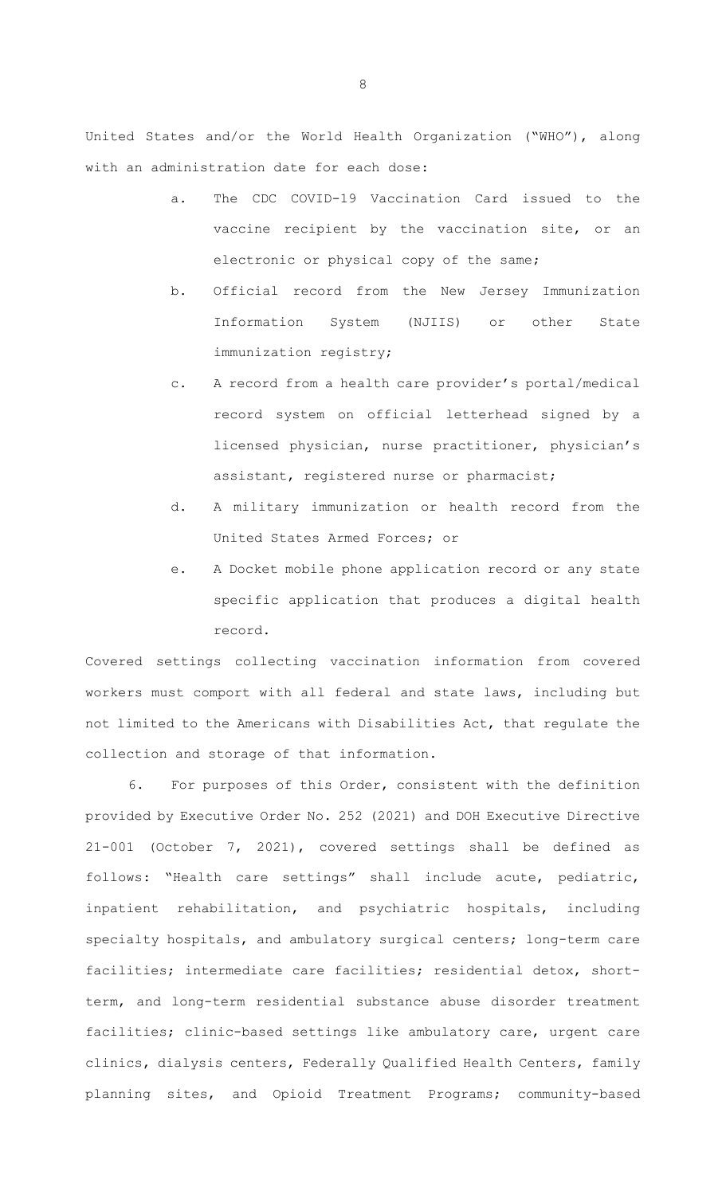United States and/or the World Health Organization ("WHO"), along with an administration date for each dose:

a. The CDC COVID-19 Vaccination Card issued to the vaccine recipient by the vaccination site, or an electronic or physical copy of the same;

b. Official record from the New Jersey Immunization Information System (NJIIS) or other State immunization registry;

c. A record from a health care provider's portal/medical record system on official letterhead signed by a licensed physician, nurse practitioner, physician's assistant, registered nurse or pharmacist;

d. A military immunization or health record from the United States Armed Forces; or

e. A Docket mobile phone application record or any state specific application that produces a digital health record.

Covered settings collecting vaccination information from covered workers must comport with all federal and state laws, including but not limited to the Americans with Disabilities Act, that regulate the collection and storage of that information.

6. For purposes of this Order, consistent with the definition provided by Executive Order No. 252 (2021) and DOH Executive Directive 21-001 (October 7, 2021), covered settings shall be defined as follows: "Health care settings" shall include acute, pediatric, inpatient rehabilitation, and psychiatric hospitals, including specialty hospitals, and ambulatory surgical centers; long-term care facilities; intermediate care facilities; residential detox, short-term, and long-term residential substance abuse disorder treatment facilities; clinic-based settings like ambulatory care, urgent care clinics, dialysis centers, Federally Qualified Health Centers, family planning sites, and Opioid Treatment Programs; community-based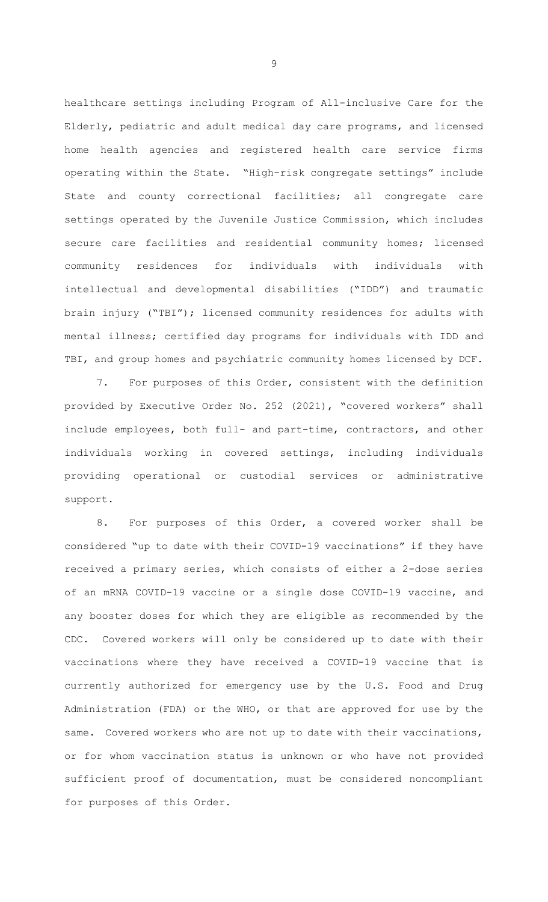healthcare settings including Program of All-inclusive Care for the Elderly, pediatric and adult medical day care programs, and licensed home health agencies and registered health care service firms operating within the State. "High-risk congregate settings" include State and county correctional facilities; all congregate care settings operated by the Juvenile Justice Commission, which includes secure care facilities and residential community homes; licensed community residences for individuals with individuals with intellectual and developmental disabilities ("IDD") and traumatic brain injury ("TBI"); licensed community residences for adults with mental illness; certified day programs for individuals with IDD and TBI, and group homes and psychiatric community homes licensed by DCF.

7. For purposes of this Order, consistent with the definition provided by Executive Order No. 252 (2021), "covered workers" shall include employees, both full- and part-time, contractors, and other individuals working in covered settings, including individuals providing operational or custodial services or administrative support.

8. For purposes of this Order, a covered worker shall be considered "up to date with their COVID-19 vaccinations" if they have received a primary series, which consists of either a 2-dose series of an mRNA COVID-19 vaccine or a single dose COVID-19 vaccine, and any booster doses for which they are eligible as recommended by the CDC. Covered workers will only be considered up to date with their vaccinations where they have received a COVID-19 vaccine that is currently authorized for emergency use by the U.S. Food and Drug Administration (FDA) or the WHO, or that are approved for use by the same. Covered workers who are not up to date with their vaccinations, or for whom vaccination status is unknown or who have not provided sufficient proof of documentation, must be considered noncompliant for purposes of this Order.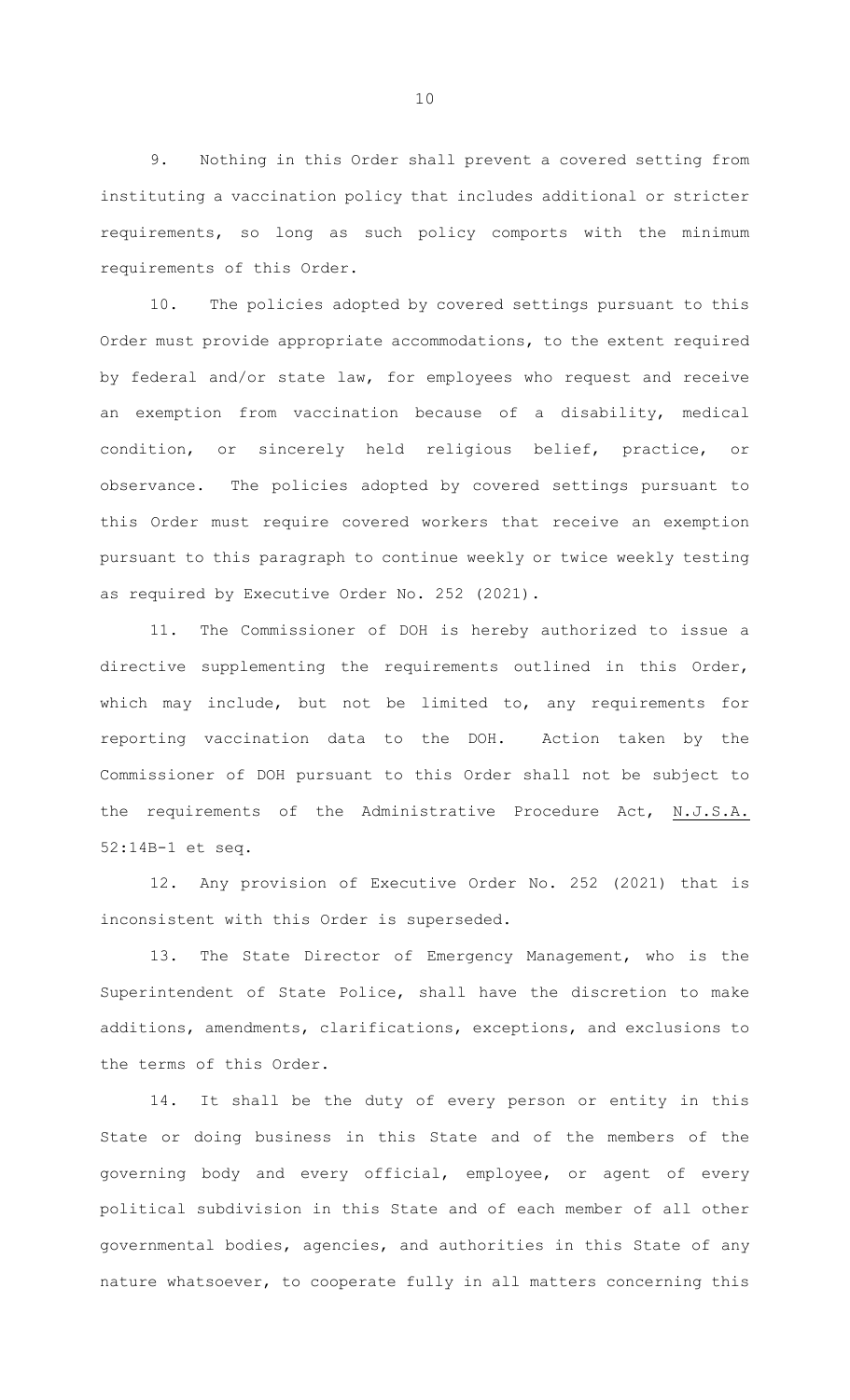9. Nothing in this Order shall prevent a covered setting from instituting a vaccination policy that includes additional or stricter requirements, so long as such policy comports with the minimum requirements of this Order.

10. The policies adopted by covered settings pursuant to this Order must provide appropriate accommodations, to the extent required by federal and/or state law, for employees who request and receive an exemption from vaccination because of a disability, medical condition, or sincerely held religious belief, practice, or observance. The policies adopted by covered settings pursuant to this Order must require covered workers that receive an exemption pursuant to this paragraph to continue weekly or twice weekly testing as required by Executive Order No. 252 (2021).

11. The Commissioner of DOH is hereby authorized to issue a directive supplementing the requirements outlined in this Order, which may include, but not be limited to, any requirements for reporting vaccination data to the DOH. Action taken by the Commissioner of DOH pursuant to this Order shall not be subject to the requirements of the Administrative Procedure Act, N.J.S.A. 52:14B-1 et seq.

12. Any provision of Executive Order No. 252 (2021) that is inconsistent with this Order is superseded.

13. The State Director of Emergency Management, who is the Superintendent of State Police, shall have the discretion to make additions, amendments, clarifications, exceptions, and exclusions to the terms of this Order.

14. It shall be the duty of every person or entity in this State or doing business in this State and of the members of the governing body and every official, employee, or agent of every political subdivision in this State and of each member of all other governmental bodies, agencies, and authorities in this State of any nature whatsoever, to cooperate fully in all matters concerning this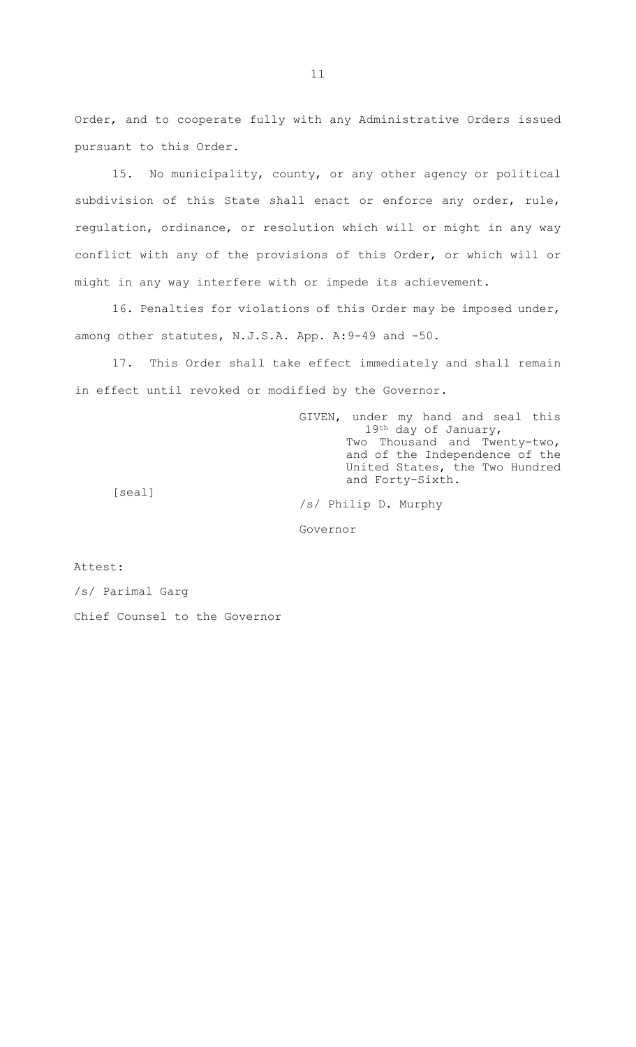Order, and to cooperate fully with any Administrative Orders issued pursuant to this Order.

15. No municipality, county, or any other agency or political subdivision of this State shall enact or enforce any order, rule, regulation, ordinance, or resolution which will or might in any way conflict with any of the provisions of this Order, or which will or might in any way interfere with or impede its achievement.

16. Penalties for violations of this Order may be imposed under, among other statutes, N.J.S.A. App. A:9-49 and -50.

17. This Order shall take effect immediately and shall remain in effect until revoked or modified by the Governor.

GIVEN, under my hand and seal this 19th day of January, Two Thousand and Twenty-two, and of the Independence of the United States, the Two Hundred and Forty-Sixth.

[seal]

/s/ Philip D. Murphy

Governor

Attest:

/s/ Parimal Garg

Chief Counsel to the Governor